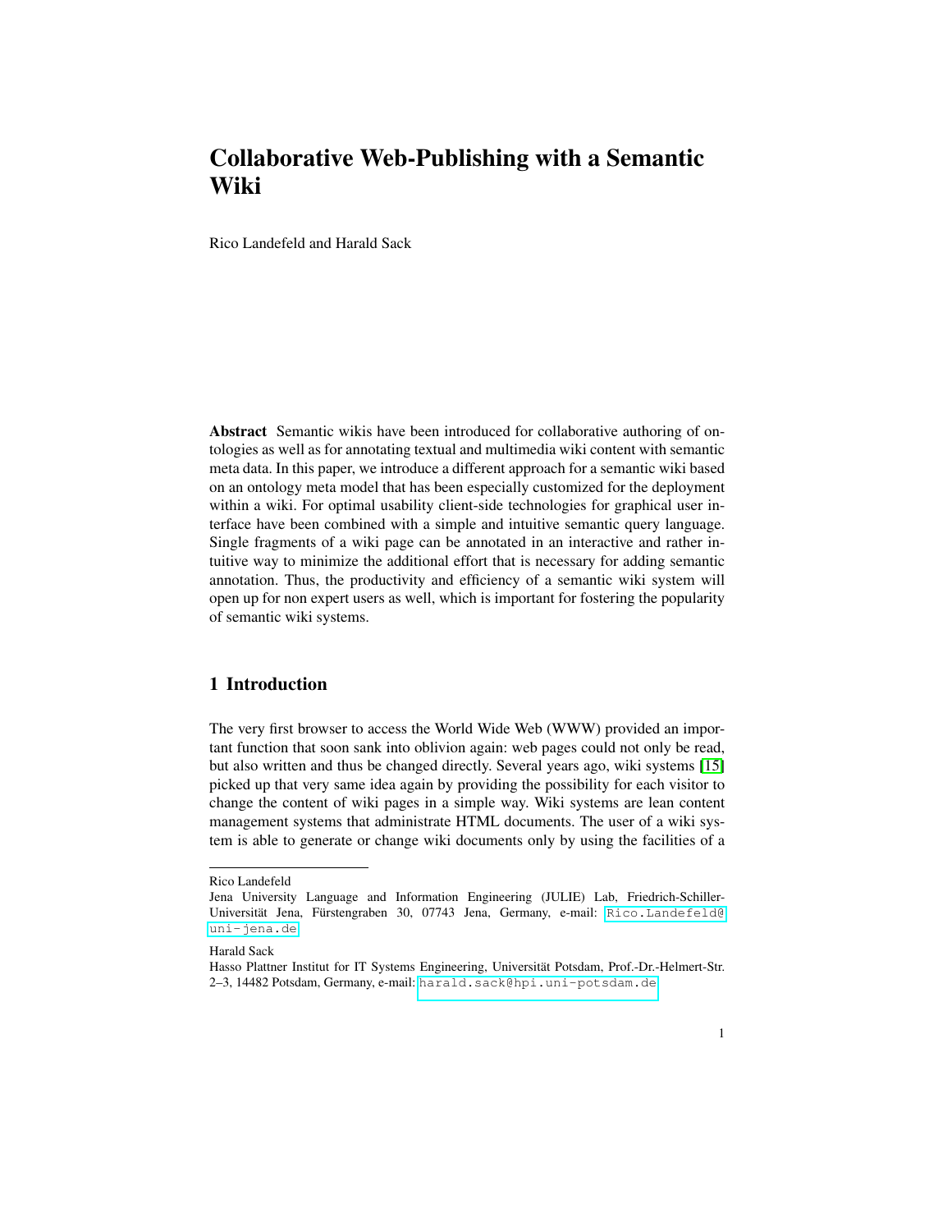# Collaborative Web-Publishing with a Semantic Wiki

Rico Landefeld and Harald Sack

**Abstract** Semantic wikis have been introduced for collaborative authoring of ontologies as well as for annotating textual and multimedia wiki content with semantic meta data. In this paper, we introduce a different approach for a semantic wiki based on an ontology meta model that has been especially customized for the deployment within a wiki. For optimal usability client-side technologies for graphical user interface have been combined with a simple and intuitive semantic query language. Single fragments of a wiki page can be annotated in an interactive and rather intuitive way to minimize the additional effort that is necessary for adding semantic annotation. Thus, the productivity and efficiency of a semantic wiki system will open up for non expert users as well, which is important for fostering the popularity of semantic wiki systems.

## 1 Introduction

The very first browser to access the World Wide Web (WWW) provided an important function that soon sank into oblivion again: web pages could not only be read, but also written and thus be changed directly. Several years ago, wiki systems [15] picked up that very same idea again by providing the possibility for each visitor to change the content of wiki pages in a simple way. Wiki systems are lean content management systems that administrate HTML documents. The user of a wiki system is able to generate or change wiki documents only by using the facilities of a

---

Rico Landefeld
Jena University Language and Information Engineering (JULIE) Lab, Friedrich-Schiller-Universität Jena, Fürstengraben 30, 07743 Jena, Germany, e-mail: Rico.Landefeld@uni-jena.de

Harald Sack
Hasso Plattner Institut for IT Systems Engineering, Universität Potsdam, Prof.-Dr.-Helmert-Str. 2–3, 14482 Potsdam, Germany, e-mail: harald.sack@hpi.uni-potsdam.de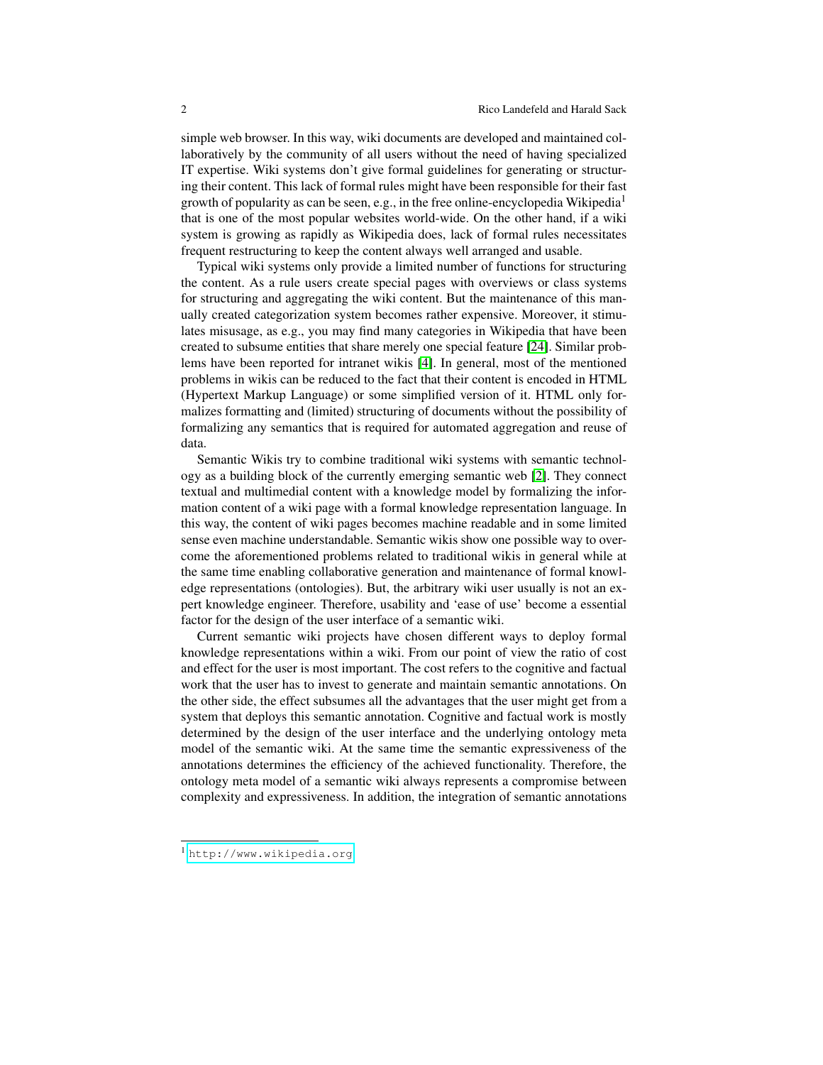simple web browser. In this way, wiki documents are developed and maintained collaboratively by the community of all users without the need of having specialized IT expertise. Wiki systems don't give formal guidelines for generating or structuring their content. This lack of formal rules might have been responsible for their fast growth of popularity as can be seen, e.g., in the free online-encyclopedia Wikipedia[1] that is one of the most popular websites world-wide. On the other hand, if a wiki system is growing as rapidly as Wikipedia does, lack of formal rules necessitates frequent restructuring to keep the content always well arranged and usable.

Typical wiki systems only provide a limited number of functions for structuring the content. As a rule users create special pages with overviews or class systems for structuring and aggregating the wiki content. But the maintenance of this manually created categorization system becomes rather expensive. Moreover, it stimulates misusage, as e.g., you may find many categories in Wikipedia that have been created to subsume entities that share merely one special feature [24]. Similar problems have been reported for intranet wikis [4]. In general, most of the mentioned problems in wikis can be reduced to the fact that their content is encoded in HTML (Hypertext Markup Language) or some simplified version of it. HTML only formalizes formatting and (limited) structuring of documents without the possibility of formalizing any semantics that is required for automated aggregation and reuse of data.

Semantic Wikis try to combine traditional wiki systems with semantic technology as a building block of the currently emerging semantic web [2]. They connect textual and multimedial content with a knowledge model by formalizing the information content of a wiki page with a formal knowledge representation language. In this way, the content of wiki pages becomes machine readable and in some limited sense even machine understandable. Semantic wikis show one possible way to overcome the aforementioned problems related to traditional wikis in general while at the same time enabling collaborative generation and maintenance of formal knowledge representations (ontologies). But, the arbitrary wiki user usually is not an expert knowledge engineer. Therefore, usability and 'ease of use' become a essential factor for the design of the user interface of a semantic wiki.

Current semantic wiki projects have chosen different ways to deploy formal knowledge representations within a wiki. From our point of view the ratio of cost and effect for the user is most important. The cost refers to the cognitive and factual work that the user has to invest to generate and maintain semantic annotations. On the other side, the effect subsumes all the advantages that the user might get from a system that deploys this semantic annotation. Cognitive and factual work is mostly determined by the design of the user interface and the underlying ontology meta model of the semantic wiki. At the same time the semantic expressiveness of the annotations determines the efficiency of the achieved functionality. Therefore, the ontology meta model of a semantic wiki always represents a compromise between complexity and expressiveness. In addition, the integration of semantic annotations

[1] http://www.wikipedia.org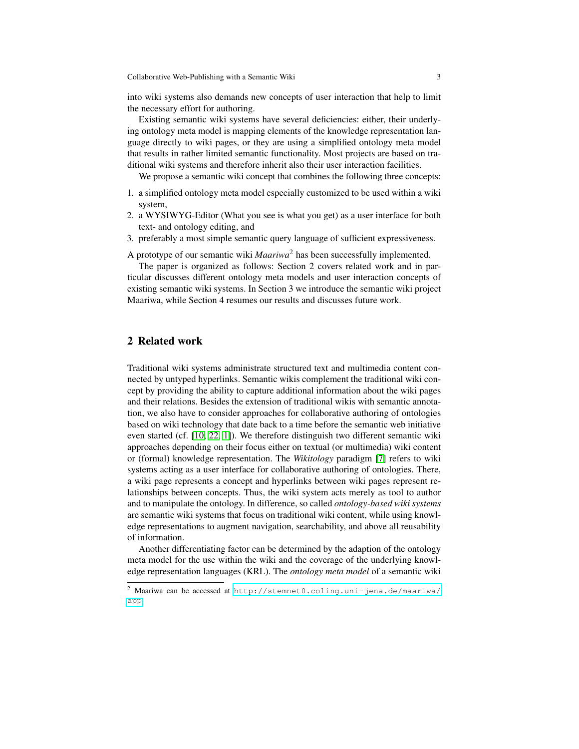into wiki systems also demands new concepts of user interaction that help to limit the necessary effort for authoring.

Existing semantic wiki systems have several deficiencies: either, their underlying ontology meta model is mapping elements of the knowledge representation language directly to wiki pages, or they are using a simplified ontology meta model that results in rather limited semantic functionality. Most projects are based on traditional wiki systems and therefore inherit also their user interaction facilities.

We propose a semantic wiki concept that combines the following three concepts:

1. a simplified ontology meta model especially customized to be used within a wiki system,
2. a WYSIWYG-Editor (What you see is what you get) as a user interface for both text- and ontology editing, and
3. preferably a most simple semantic query language of sufficient expressiveness.

A prototype of our semantic wiki *Maariwa*[2] has been successfully implemented.

The paper is organized as follows: Section 2 covers related work and in particular discusses different ontology meta models and user interaction concepts of existing semantic wiki systems. In Section 3 we introduce the semantic wiki project Maariwa, while Section 4 resumes our results and discusses future work.

## 2 Related work

Traditional wiki systems administrate structured text and multimedia content connected by untyped hyperlinks. Semantic wikis complement the traditional wiki concept by providing the ability to capture additional information about the wiki pages and their relations. Besides the extension of traditional wikis with semantic annotation, we also have to consider approaches for collaborative authoring of ontologies based on wiki technology that date back to a time before the semantic web initiative even started (cf. [10, 22, 1]). We therefore distinguish two different semantic wiki approaches depending on their focus either on textual (or multimedia) wiki content or (formal) knowledge representation. The *Wikitology* paradigm [7] refers to wiki systems acting as a user interface for collaborative authoring of ontologies. There, a wiki page represents a concept and hyperlinks between wiki pages represent relationships between concepts. Thus, the wiki system acts merely as tool to author and to manipulate the ontology. In difference, so called *ontology-based wiki systems* are semantic wiki systems that focus on traditional wiki content, while using knowledge representations to augment navigation, searchability, and above all reusability of information.

Another differentiating factor can be determined by the adaption of the ontology meta model for the use within the wiki and the coverage of the underlying knowledge representation languages (KRL). The *ontology meta model* of a semantic wiki

[2] Maariwa can be accessed at http://stemnet0.coling.uni-jena.de/maariwa/app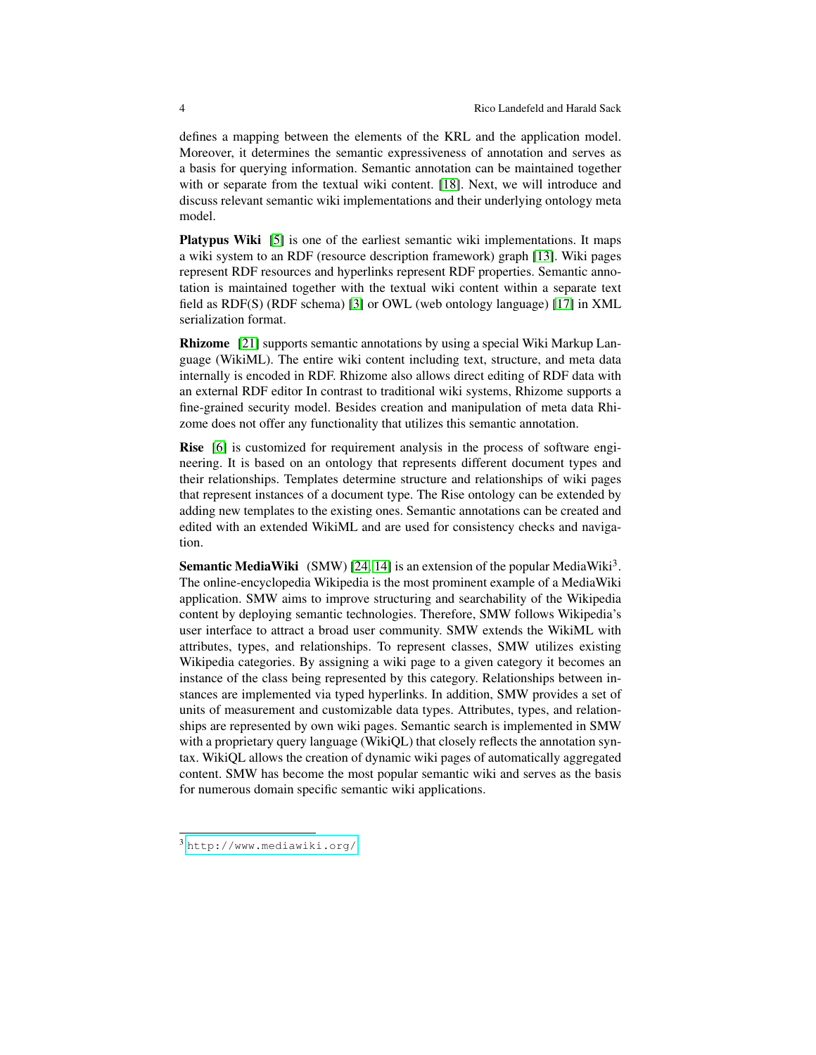defines a mapping between the elements of the KRL and the application model. Moreover, it determines the semantic expressiveness of annotation and serves as a basis for querying information. Semantic annotation can be maintained together with or separate from the textual wiki content. [18]. Next, we will introduce and discuss relevant semantic wiki implementations and their underlying ontology meta model.

**Platypus Wiki** [5] is one of the earliest semantic wiki implementations. It maps a wiki system to an RDF (resource description framework) graph [13]. Wiki pages represent RDF resources and hyperlinks represent RDF properties. Semantic annotation is maintained together with the textual wiki content within a separate text field as RDF(S) (RDF schema) [3] or OWL (web ontology language) [17] in XML serialization format.

**Rhizome** [21] supports semantic annotations by using a special Wiki Markup Language (WikiML). The entire wiki content including text, structure, and meta data internally is encoded in RDF. Rhizome also allows direct editing of RDF data with an external RDF editor In contrast to traditional wiki systems, Rhizome supports a fine-grained security model. Besides creation and manipulation of meta data Rhizome does not offer any functionality that utilizes this semantic annotation.

**Rise** [6] is customized for requirement analysis in the process of software engineering. It is based on an ontology that represents different document types and their relationships. Templates determine structure and relationships of wiki pages that represent instances of a document type. The Rise ontology can be extended by adding new templates to the existing ones. Semantic annotations can be created and edited with an extended WikiML and are used for consistency checks and navigation.

**Semantic MediaWiki** (SMW) [24, 14] is an extension of the popular MediaWiki[3]. The online-encyclopedia Wikipedia is the most prominent example of a MediaWiki application. SMW aims to improve structuring and searchability of the Wikipedia content by deploying semantic technologies. Therefore, SMW follows Wikipedia's user interface to attract a broad user community. SMW extends the WikiML with attributes, types, and relationships. To represent classes, SMW utilizes existing Wikipedia categories. By assigning a wiki page to a given category it becomes an instance of the class being represented by this category. Relationships between instances are implemented via typed hyperlinks. In addition, SMW provides a set of units of measurement and customizable data types. Attributes, types, and relationships are represented by own wiki pages. Semantic search is implemented in SMW with a proprietary query language (WikiQL) that closely reflects the annotation syntax. WikiQL allows the creation of dynamic wiki pages of automatically aggregated content. SMW has become the most popular semantic wiki and serves as the basis for numerous domain specific semantic wiki applications.

[3] http://www.mediawiki.org/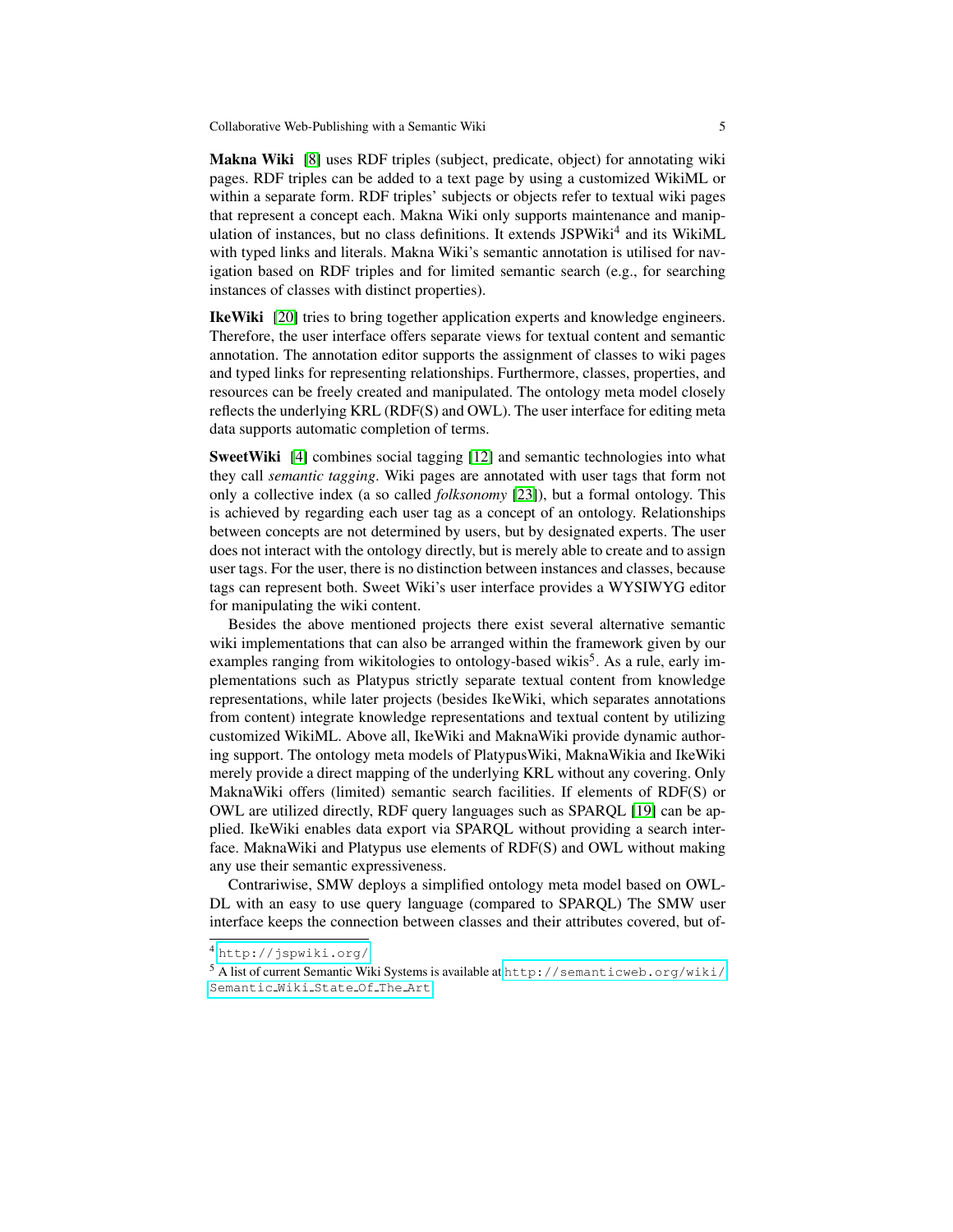**Makna Wiki** [8] uses RDF triples (subject, predicate, object) for annotating wiki pages. RDF triples can be added to a text page by using a customized WikiML or within a separate form. RDF triples' subjects or objects refer to textual wiki pages that represent a concept each. Makna Wiki only supports maintenance and manipulation of instances, but no class definitions. It extends JSPWiki[4] and its WikiML with typed links and literals. Makna Wiki's semantic annotation is utilised for navigation based on RDF triples and for limited semantic search (e.g., for searching instances of classes with distinct properties).

**IkeWiki** [20] tries to bring together application experts and knowledge engineers. Therefore, the user interface offers separate views for textual content and semantic annotation. The annotation editor supports the assignment of classes to wiki pages and typed links for representing relationships. Furthermore, classes, properties, and resources can be freely created and manipulated. The ontology meta model closely reflects the underlying KRL (RDF(S) and OWL). The user interface for editing meta data supports automatic completion of terms.

**SweetWiki** [4] combines social tagging [12] and semantic technologies into what they call *semantic tagging*. Wiki pages are annotated with user tags that form not only a collective index (a so called *folksonomy* [23]), but a formal ontology. This is achieved by regarding each user tag as a concept of an ontology. Relationships between concepts are not determined by users, but by designated experts. The user does not interact with the ontology directly, but is merely able to create and to assign user tags. For the user, there is no distinction between instances and classes, because tags can represent both. Sweet Wiki's user interface provides a WYSIWYG editor for manipulating the wiki content.

Besides the above mentioned projects there exist several alternative semantic wiki implementations that can also be arranged within the framework given by our examples ranging from wikitologies to ontology-based wikis[5]. As a rule, early implementations such as Platypus strictly separate textual content from knowledge representations, while later projects (besides IkeWiki, which separates annotations from content) integrate knowledge representations and textual content by utilizing customized WikiML. Above all, IkeWiki and MaknaWiki provide dynamic authoring support. The ontology meta models of PlatypusWiki, MaknaWikia and IkeWiki merely provide a direct mapping of the underlying KRL without any covering. Only MaknaWiki offers (limited) semantic search facilities. If elements of RDF(S) or OWL are utilized directly, RDF query languages such as SPARQL [19] can be applied. IkeWiki enables data export via SPARQL without providing a search interface. MaknaWiki and Platypus use elements of RDF(S) and OWL without making any use their semantic expressiveness.

Contrariwise, SMW deploys a simplified ontology meta model based on OWL-DL with an easy to use query language (compared to SPARQL) The SMW user interface keeps the connection between classes and their attributes covered, but of-

---

[4] http://jspwiki.org/

[5] A list of current Semantic Wiki Systems is available at http://semanticweb.org/wiki/Semantic_Wiki_State_Of_The_Art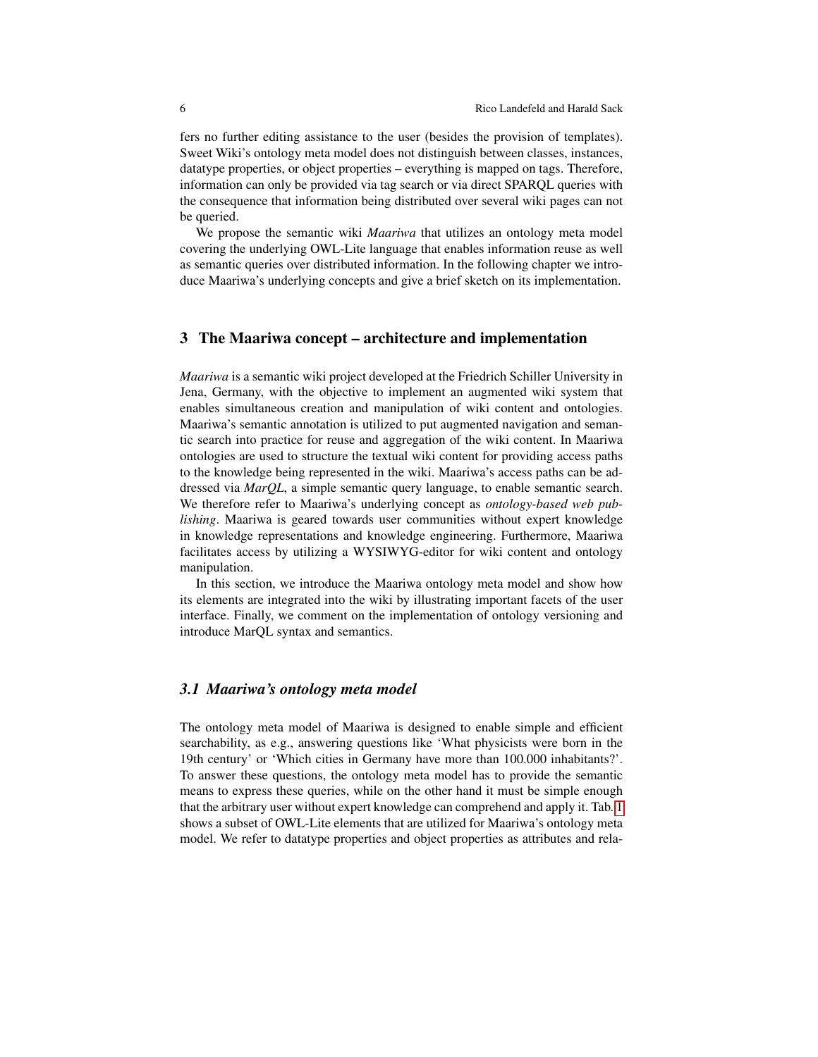fers no further editing assistance to the user (besides the provision of templates). Sweet Wiki's ontology meta model does not distinguish between classes, instances, datatype properties, or object properties – everything is mapped on tags. Therefore, information can only be provided via tag search or via direct SPARQL queries with the consequence that information being distributed over several wiki pages can not be queried.

We propose the semantic wiki *Maariwa* that utilizes an ontology meta model covering the underlying OWL-Lite language that enables information reuse as well as semantic queries over distributed information. In the following chapter we introduce Maariwa's underlying concepts and give a brief sketch on its implementation.

## 3 The Maariwa concept – architecture and implementation

*Maariwa* is a semantic wiki project developed at the Friedrich Schiller University in Jena, Germany, with the objective to implement an augmented wiki system that enables simultaneous creation and manipulation of wiki content and ontologies. Maariwa's semantic annotation is utilized to put augmented navigation and semantic search into practice for reuse and aggregation of the wiki content. In Maariwa ontologies are used to structure the textual wiki content for providing access paths to the knowledge being represented in the wiki. Maariwa's access paths can be addressed via *MarQL*, a simple semantic query language, to enable semantic search. We therefore refer to Maariwa's underlying concept as *ontology-based web publishing*. Maariwa is geared towards user communities without expert knowledge in knowledge representations and knowledge engineering. Furthermore, Maariwa facilitates access by utilizing a WYSIWYG-editor for wiki content and ontology manipulation.

In this section, we introduce the Maariwa ontology meta model and show how its elements are integrated into the wiki by illustrating important facets of the user interface. Finally, we comment on the implementation of ontology versioning and introduce MarQL syntax and semantics.

### *3.1 Maariwa's ontology meta model*

The ontology meta model of Maariwa is designed to enable simple and efficient searchability, as e.g., answering questions like 'What physicists were born in the 19th century' or 'Which cities in Germany have more than 100.000 inhabitants?'. To answer these questions, the ontology meta model has to provide the semantic means to express these queries, while on the other hand it must be simple enough that the arbitrary user without expert knowledge can comprehend and apply it. Tab. 1 shows a subset of OWL-Lite elements that are utilized for Maariwa's ontology meta model. We refer to datatype properties and object properties as attributes and rela-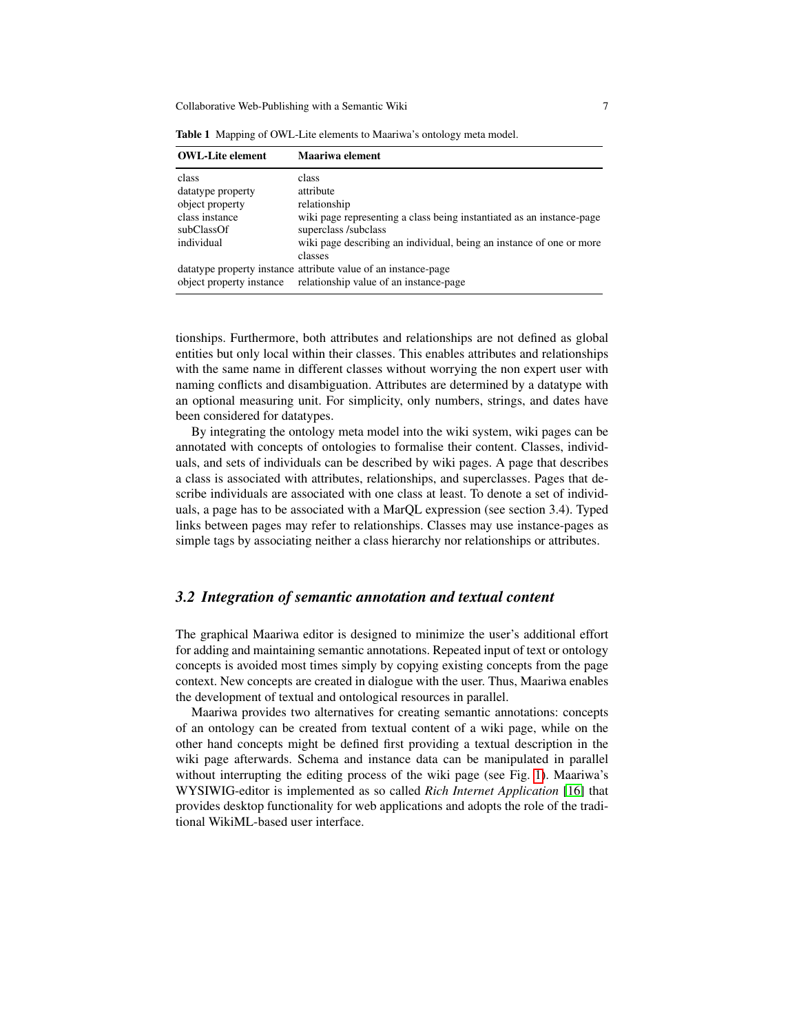Table 1 Mapping of OWL-Lite elements to Maariwa's ontology meta model.

| OWL-Lite element | Maariwa element |
|---|---|
| class | class |
| datatype property | attribute |
| object property | relationship |
| class instance | wiki page representing a class being instantiated as an instance-page |
| subClassOf | superclass /subclass |
| individual | wiki page describing an individual, being an instance of one or more classes |
| datatype property instance | attribute value of an instance-page |
| object property instance | relationship value of an instance-page |

tionships. Furthermore, both attributes and relationships are not defined as global entities but only local within their classes. This enables attributes and relationships with the same name in different classes without worrying the non expert user with naming conflicts and disambiguation. Attributes are determined by a datatype with an optional measuring unit. For simplicity, only numbers, strings, and dates have been considered for datatypes.

By integrating the ontology meta model into the wiki system, wiki pages can be annotated with concepts of ontologies to formalise their content. Classes, individuals, and sets of individuals can be described by wiki pages. A page that describes a class is associated with attributes, relationships, and superclasses. Pages that describe individuals are associated with one class at least. To denote a set of individuals, a page has to be associated with a MarQL expression (see section 3.4). Typed links between pages may refer to relationships. Classes may use instance-pages as simple tags by associating neither a class hierarchy nor relationships or attributes.

### 3.2 Integration of semantic annotation and textual content

The graphical Maariwa editor is designed to minimize the user's additional effort for adding and maintaining semantic annotations. Repeated input of text or ontology concepts is avoided most times simply by copying existing concepts from the page context. New concepts are created in dialogue with the user. Thus, Maariwa enables the development of textual and ontological resources in parallel.

Maariwa provides two alternatives for creating semantic annotations: concepts of an ontology can be created from textual content of a wiki page, while on the other hand concepts might be defined first providing a textual description in the wiki page afterwards. Schema and instance data can be manipulated in parallel without interrupting the editing process of the wiki page (see Fig. 1). Maariwa's WYSIWIG-editor is implemented as so called *Rich Internet Application* [16] that provides desktop functionality for web applications and adopts the role of the traditional WikiML-based user interface.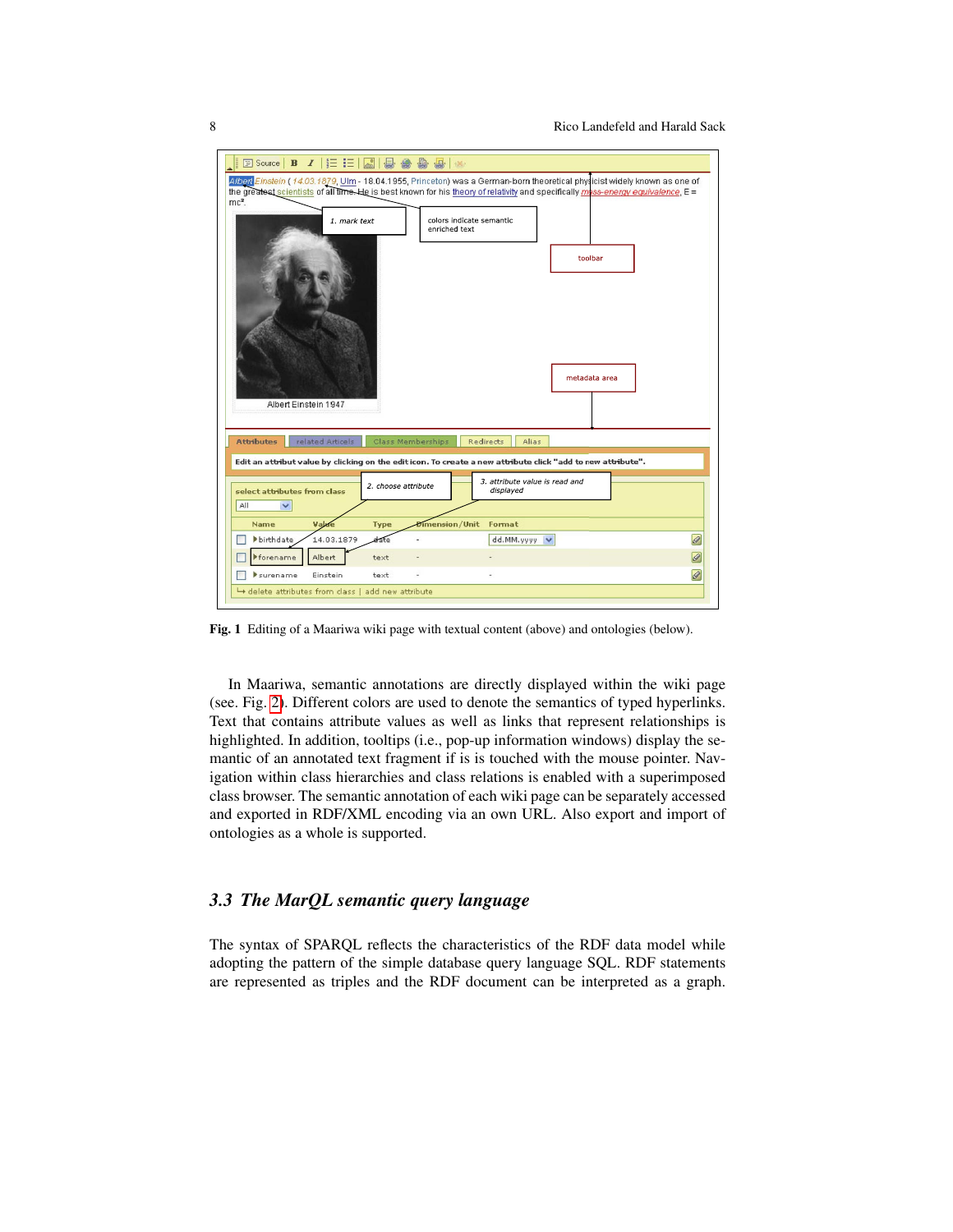Fig. 1 Editing of a Maariwa wiki page with textual content (above) and ontologies (below).

In Maariwa, semantic annotations are directly displayed within the wiki page (see. Fig. 2). Different colors are used to denote the semantics of typed hyperlinks. Text that contains attribute values as well as links that represent relationships is highlighted. In addition, tooltips (i.e., pop-up information windows) display the semantic of an annotated text fragment if is is touched with the mouse pointer. Navigation within class hierarchies and class relations is enabled with a superimposed class browser. The semantic annotation of each wiki page can be separately accessed and exported in RDF/XML encoding via an own URL. Also export and import of ontologies as a whole is supported.

### 3.3 The MarQL semantic query language

The syntax of SPARQL reflects the characteristics of the RDF data model while adopting the pattern of the simple database query language SQL. RDF statements are represented as triples and the RDF document can be interpreted as a graph.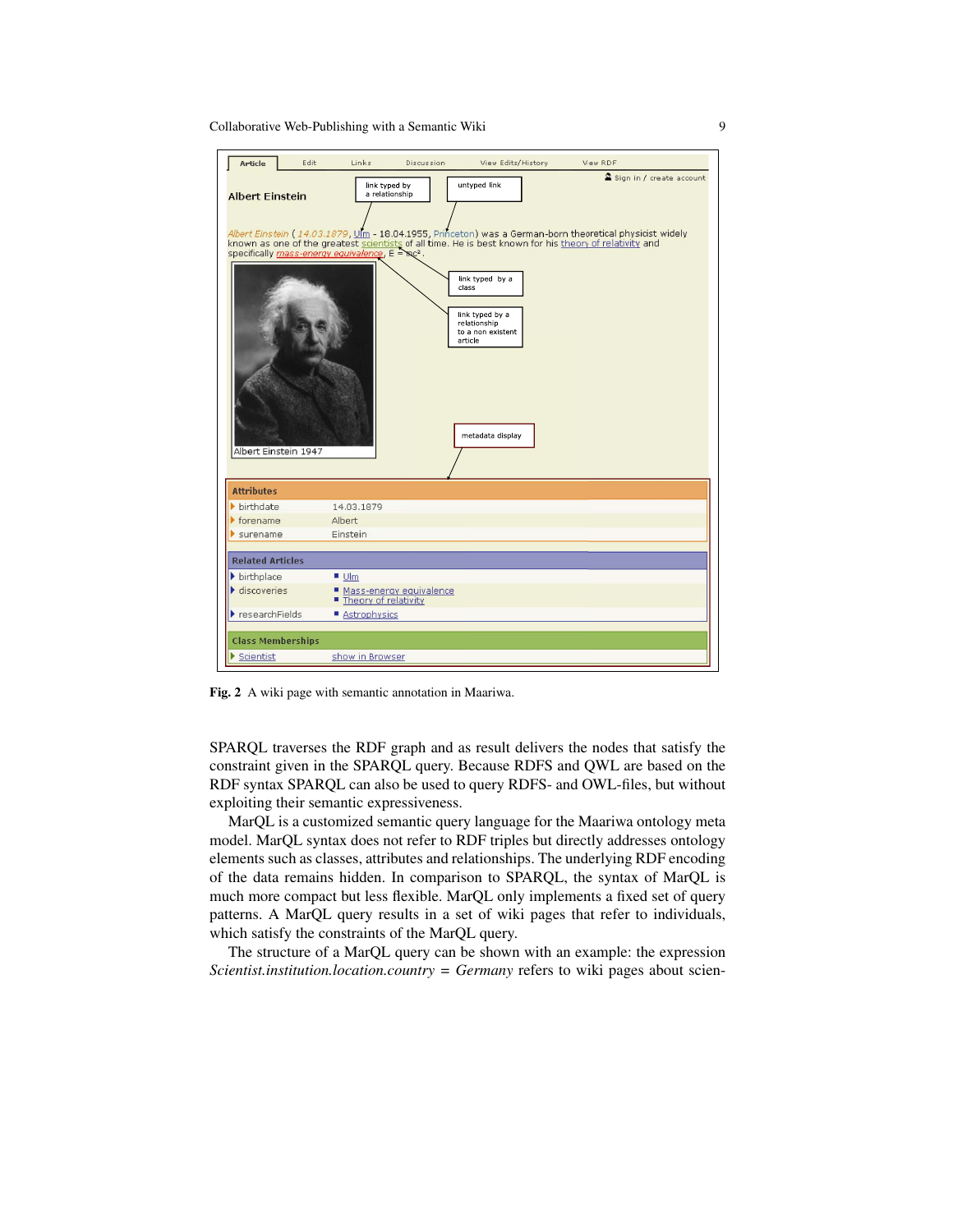Fig. 2 A wiki page with semantic annotation in Maariwa.

SPARQL traverses the RDF graph and as result delivers the nodes that satisfy the constraint given in the SPARQL query. Because RDFS and QWL are based on the RDF syntax SPARQL can also be used to query RDFS- and OWL-files, but without exploiting their semantic expressiveness.

MarQL is a customized semantic query language for the Maariwa ontology meta model. MarQL syntax does not refer to RDF triples but directly addresses ontology elements such as classes, attributes and relationships. The underlying RDF encoding of the data remains hidden. In comparison to SPARQL, the syntax of MarQL is much more compact but less flexible. MarQL only implements a fixed set of query patterns. A MarQL query results in a set of wiki pages that refer to individuals, which satisfy the constraints of the MarQL query.

The structure of a MarQL query can be shown with an example: the expression *Scientist.institution.location.country = Germany* refers to wiki pages about scien-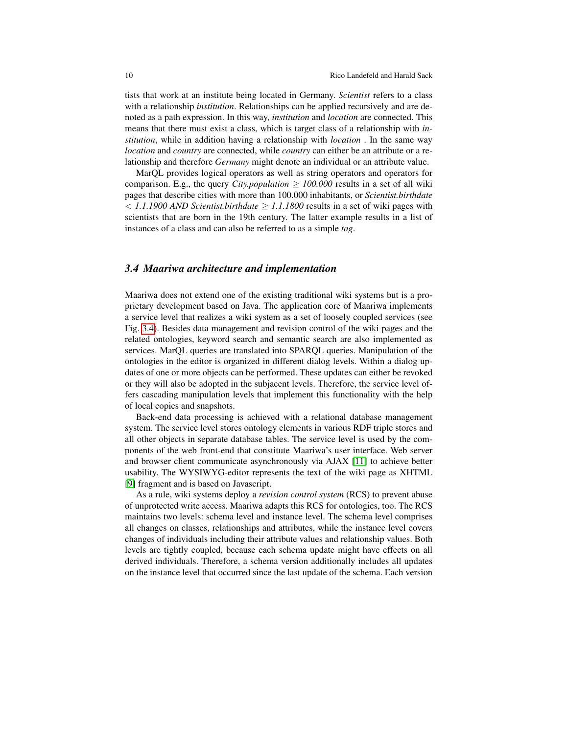tists that work at an institute being located in Germany. *Scientist* refers to a class with a relationship *institution*. Relationships can be applied recursively and are denoted as a path expression. In this way, *institution* and *location* are connected. This means that there must exist a class, which is target class of a relationship with *institution*, while in addition having a relationship with *location* . In the same way *location* and *country* are connected, while *country* can either be an attribute or a relationship and therefore *Germany* might denote an individual or an attribute value.

MarQL provides logical operators as well as string operators and operators for comparison. E.g., the query *City.population* $\geq$ *100.000* results in a set of all wiki pages that describe cities with more than 100.000 inhabitants, or *Scientist.birthdate* $<$ *1.1.1900 AND Scientist.birthdate* $\geq$ *1.1.1800* results in a set of wiki pages with scientists that are born in the 19th century. The latter example results in a list of instances of a class and can also be referred to as a simple *tag*.

### 3.4 Maariwa architecture and implementation

Maariwa does not extend one of the existing traditional wiki systems but is a proprietary development based on Java. The application core of Maariwa implements a service level that realizes a wiki system as a set of loosely coupled services (see Fig. 3.4). Besides data management and revision control of the wiki pages and the related ontologies, keyword search and semantic search are also implemented as services. MarQL queries are translated into SPARQL queries. Manipulation of the ontologies in the editor is organized in different dialog levels. Within a dialog updates of one or more objects can be performed. These updates can either be revoked or they will also be adopted in the subjacent levels. Therefore, the service level offers cascading manipulation levels that implement this functionality with the help of local copies and snapshots.

Back-end data processing is achieved with a relational database management system. The service level stores ontology elements in various RDF triple stores and all other objects in separate database tables. The service level is used by the components of the web front-end that constitute Maariwa's user interface. Web server and browser client communicate asynchronously via AJAX [11] to achieve better usability. The WYSIWYG-editor represents the text of the wiki page as XHTML [9] fragment and is based on Javascript.

As a rule, wiki systems deploy a *revision control system* (RCS) to prevent abuse of unprotected write access. Maariwa adapts this RCS for ontologies, too. The RCS maintains two levels: schema level and instance level. The schema level comprises all changes on classes, relationships and attributes, while the instance level covers changes of individuals including their attribute values and relationship values. Both levels are tightly coupled, because each schema update might have effects on all derived individuals. Therefore, a schema version additionally includes all updates on the instance level that occurred since the last update of the schema. Each version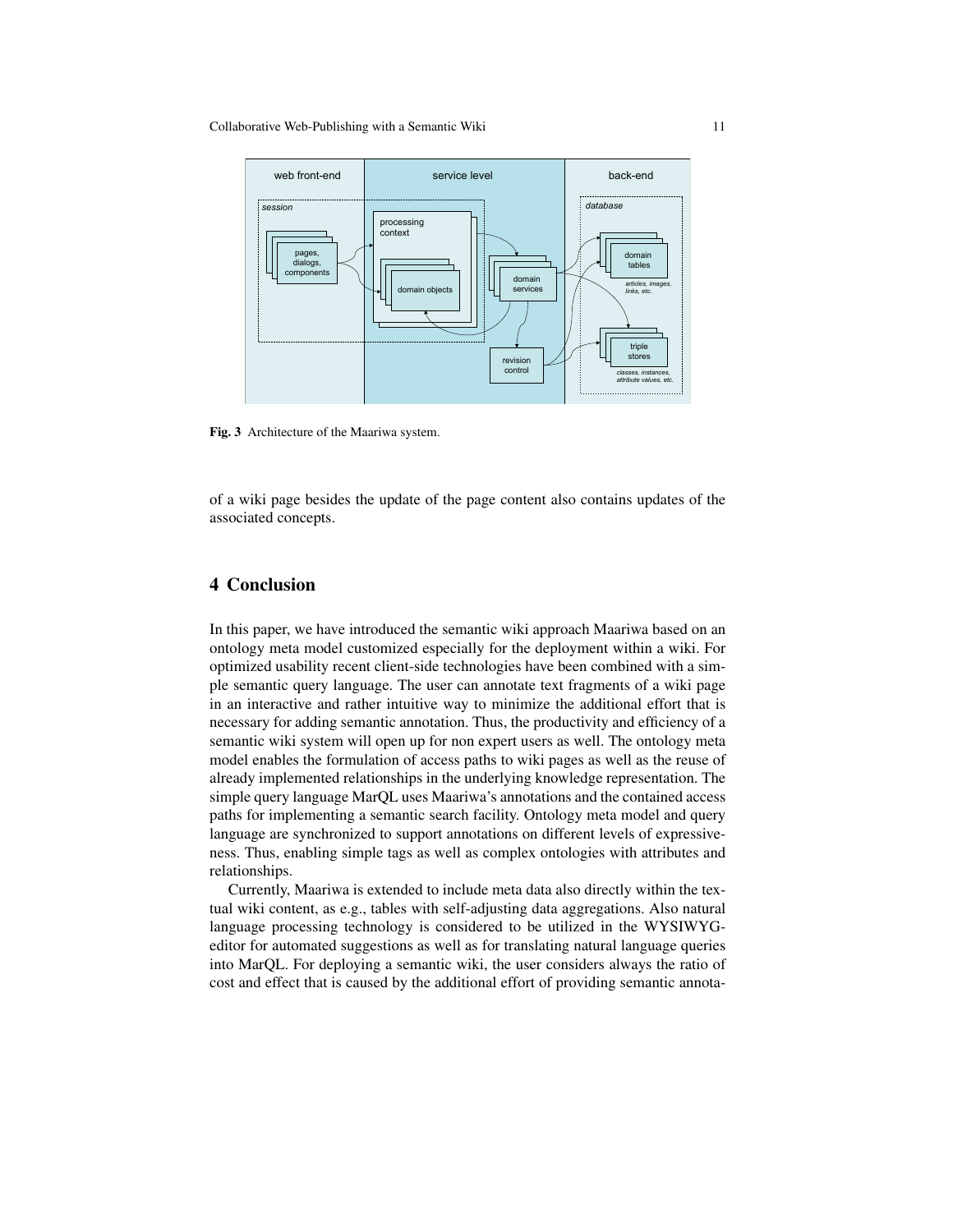web front-end

service level

back-end

session

processing context

pages, dialogs, components

domain objects

domain services

revision control

database

domain tables

articles, images, links, etc.

triple stores

classes, instances, attribute values, etc.

**Fig. 3** Architecture of the Maariwa system.

of a wiki page besides the update of the page content also contains updates of the associated concepts.

## 4 Conclusion

In this paper, we have introduced the semantic wiki approach Maariwa based on an ontology meta model customized especially for the deployment within a wiki. For optimized usability recent client-side technologies have been combined with a simple semantic query language. The user can annotate text fragments of a wiki page in an interactive and rather intuitive way to minimize the additional effort that is necessary for adding semantic annotation. Thus, the productivity and efficiency of a semantic wiki system will open up for non expert users as well. The ontology meta model enables the formulation of access paths to wiki pages as well as the reuse of already implemented relationships in the underlying knowledge representation. The simple query language MarQL uses Maariwa's annotations and the contained access paths for implementing a semantic search facility. Ontology meta model and query language are synchronized to support annotations on different levels of expressiveness. Thus, enabling simple tags as well as complex ontologies with attributes and relationships.

Currently, Maariwa is extended to include meta data also directly within the textual wiki content, as e.g., tables with self-adjusting data aggregations. Also natural language processing technology is considered to be utilized in the WYSIWYG-editor for automated suggestions as well as for translating natural language queries into MarQL. For deploying a semantic wiki, the user considers always the ratio of cost and effect that is caused by the additional effort of providing semantic annota-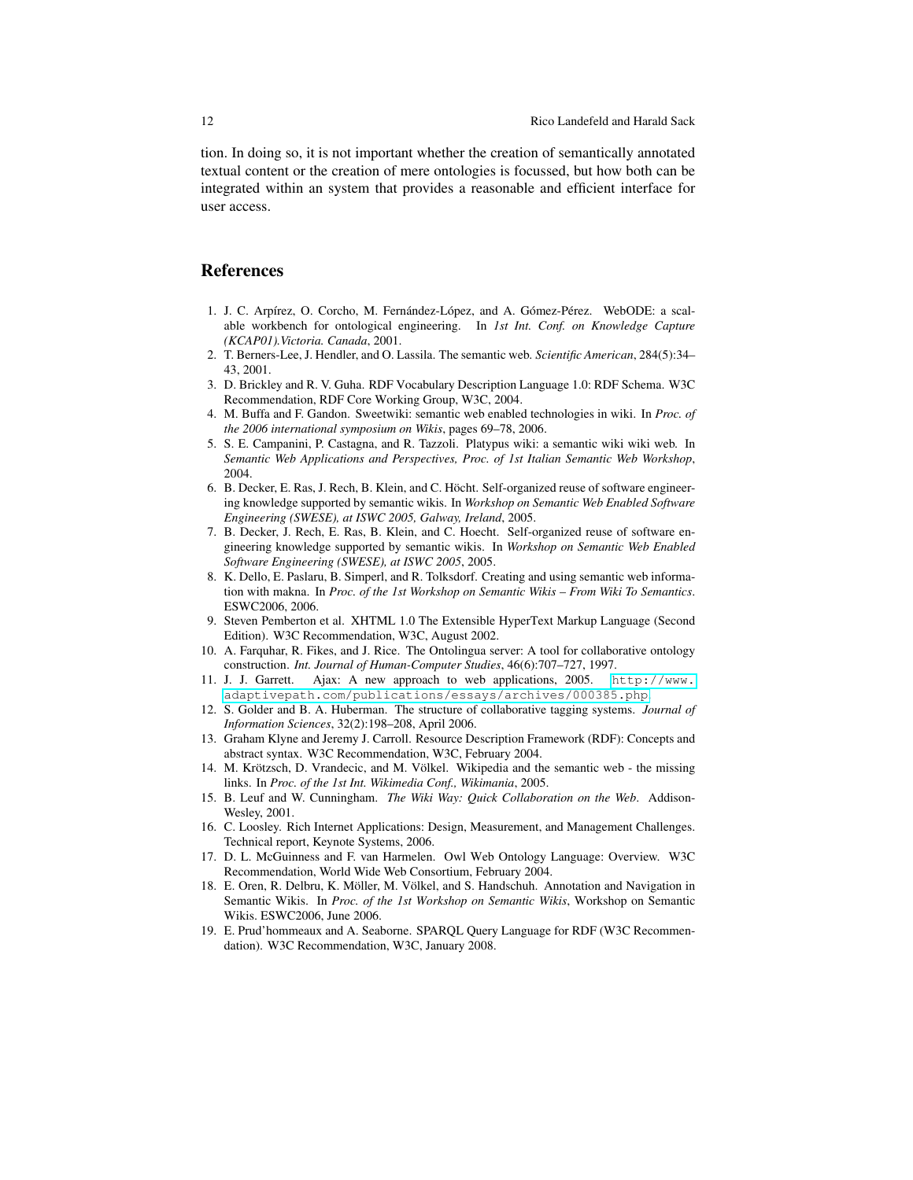tion. In doing so, it is not important whether the creation of semantically annotated textual content or the creation of mere ontologies is focussed, but how both can be integrated within an system that provides a reasonable and efficient interface for user access.

## References

1. J. C. Arpírez, O. Corcho, M. Fernández-López, and A. Gómez-Pérez. WebODE: a scalable workbench for ontological engineering. In *1st Int. Conf. on Knowledge Capture (KCAP01).Victoria. Canada*, 2001.
2. T. Berners-Lee, J. Hendler, and O. Lassila. The semantic web. *Scientific American*, 284(5):34–43, 2001.
3. D. Brickley and R. V. Guha. RDF Vocabulary Description Language 1.0: RDF Schema. W3C Recommendation, RDF Core Working Group, W3C, 2004.
4. M. Buffa and F. Gandon. Sweetwiki: semantic web enabled technologies in wiki. In *Proc. of the 2006 international symposium on Wikis*, pages 69–78, 2006.
5. S. E. Campanini, P. Castagna, and R. Tazzoli. Platypus wiki: a semantic wiki wiki web. In *Semantic Web Applications and Perspectives, Proc. of 1st Italian Semantic Web Workshop*, 2004.
6. B. Decker, E. Ras, J. Rech, B. Klein, and C. Höcht. Self-organized reuse of software engineering knowledge supported by semantic wikis. In *Workshop on Semantic Web Enabled Software Engineering (SWESE), at ISWC 2005, Galway, Ireland*, 2005.
7. B. Decker, J. Rech, E. Ras, B. Klein, and C. Hoecht. Self-organized reuse of software engineering knowledge supported by semantic wikis. In *Workshop on Semantic Web Enabled Software Engineering (SWESE), at ISWC 2005*, 2005.
8. K. Dello, E. Paslaru, B. Simperl, and R. Tolksdorf. Creating and using semantic web information with makna. In *Proc. of the 1st Workshop on Semantic Wikis – From Wiki To Semantics*. ESWC2006, 2006.
9. Steven Pemberton et al. XHTML 1.0 The Extensible HyperText Markup Language (Second Edition). W3C Recommendation, W3C, August 2002.
10. A. Farquhar, R. Fikes, and J. Rice. The Ontolingua server: A tool for collaborative ontology construction. *Int. Journal of Human-Computer Studies*, 46(6):707–727, 1997.
11. J. J. Garrett. Ajax: A new approach to web applications, 2005. http://www.adaptivepath.com/publications/essays/archives/000385.php.
12. S. Golder and B. A. Huberman. The structure of collaborative tagging systems. *Journal of Information Sciences*, 32(2):198–208, April 2006.
13. Graham Klyne and Jeremy J. Carroll. Resource Description Framework (RDF): Concepts and abstract syntax. W3C Recommendation, W3C, February 2004.
14. M. Krötzsch, D. Vrandecic, and M. Völkel. Wikipedia and the semantic web - the missing links. In *Proc. of the 1st Int. Wikimedia Conf., Wikimania*, 2005.
15. B. Leuf and W. Cunningham. *The Wiki Way: Quick Collaboration on the Web*. Addison-Wesley, 2001.
16. C. Loosley. Rich Internet Applications: Design, Measurement, and Management Challenges. Technical report, Keynote Systems, 2006.
17. D. L. McGuinness and F. van Harmelen. Owl Web Ontology Language: Overview. W3C Recommendation, World Wide Web Consortium, February 2004.
18. E. Oren, R. Delbru, K. Möller, M. Völkel, and S. Handschuh. Annotation and Navigation in Semantic Wikis. In *Proc. of the 1st Workshop on Semantic Wikis*, Workshop on Semantic Wikis. ESWC2006, June 2006.
19. E. Prud'hommeaux and A. Seaborne. SPARQL Query Language for RDF (W3C Recommendation). W3C Recommendation, W3C, January 2008.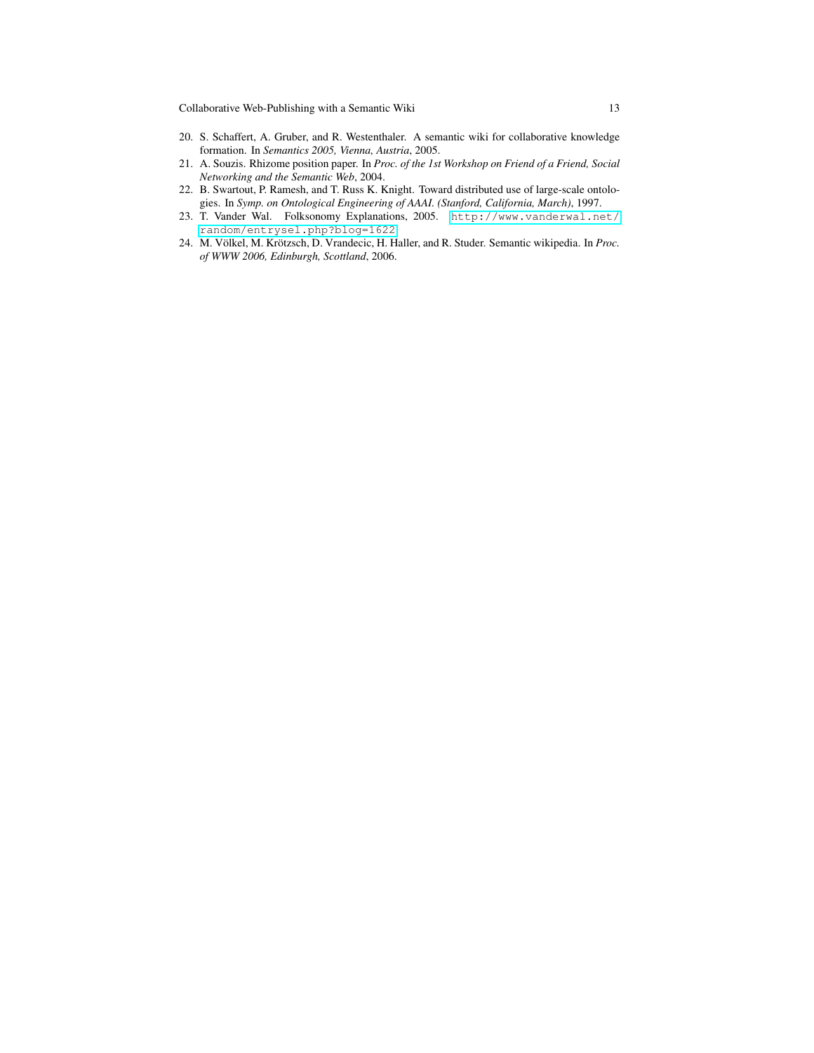20. S. Schaffert, A. Gruber, and R. Westenthaler. A semantic wiki for collaborative knowledge formation. In *Semantics 2005, Vienna, Austria*, 2005.
21. A. Souzis. Rhizome position paper. In *Proc. of the 1st Workshop on Friend of a Friend, Social Networking and the Semantic Web*, 2004.
22. B. Swartout, P. Ramesh, and T. Russ K. Knight. Toward distributed use of large-scale ontologies. In *Symp. on Ontological Engineering of AAAI. (Stanford, California, March)*, 1997.
23. T. Vander Wal. Folksonomy Explanations, 2005. `http://www.vanderwal.net/random/entrysel.php?blog=1622`
24. M. Völkel, M. Krötzsch, D. Vrandecic, H. Haller, and R. Studer. Semantic wikipedia. In *Proc. of WWW 2006, Edinburgh, Scottland*, 2006.